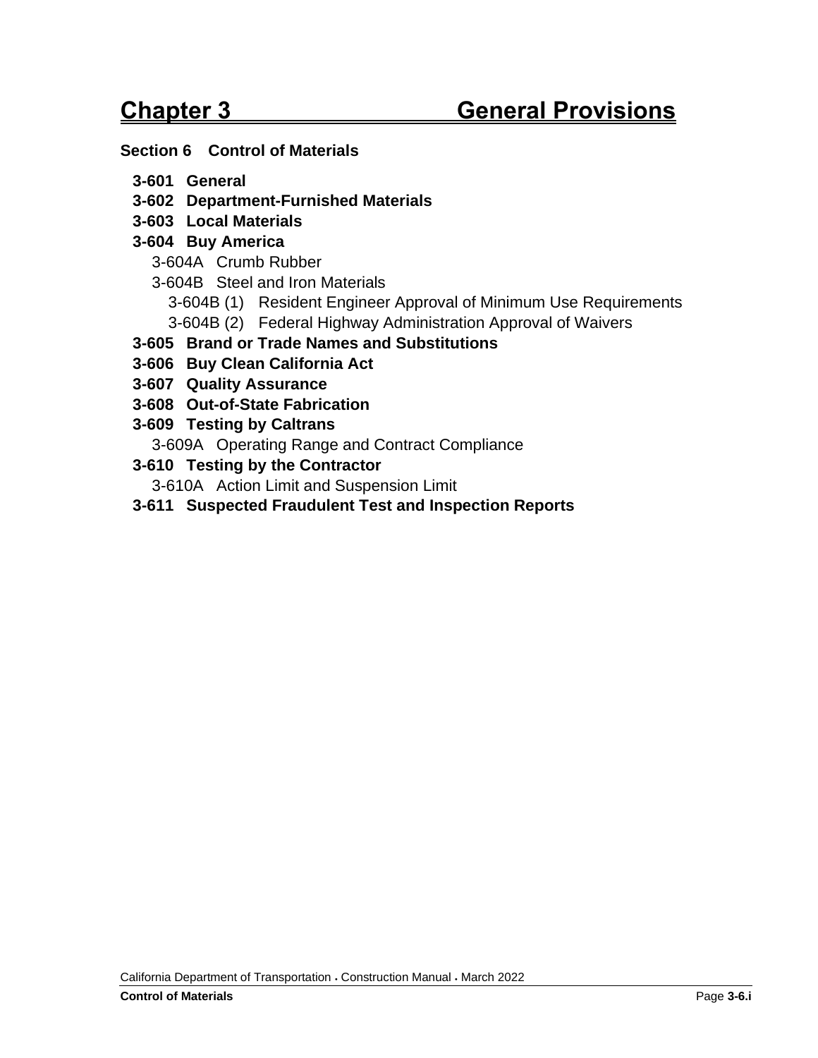# Chapter 3 General Provisions

## Section 6 Control of Materials

- **3-601 General**
- **3-602 Department-Furnished Materials**
- **3-603 Local Materials**
- **3-604 Buy America**
  - 3-604A Crumb Rubber
  - 3-604B Steel and Iron Materials
    - 3-604B (1) Resident Engineer Approval of Minimum Use Requirements
    - 3-604B (2) Federal Highway Administration Approval of Waivers
- **3-605 Brand or Trade Names and Substitutions**
- **3-606 Buy Clean California Act**
- **3-607 Quality Assurance**
- **3-608 Out-of-State Fabrication**
- **3-609 Testing by Caltrans**
  - 3-609A Operating Range and Contract Compliance
- **3-610 Testing by the Contractor**
  - 3-610A Action Limit and Suspension Limit
- **3-611 Suspected Fraudulent Test and Inspection Reports**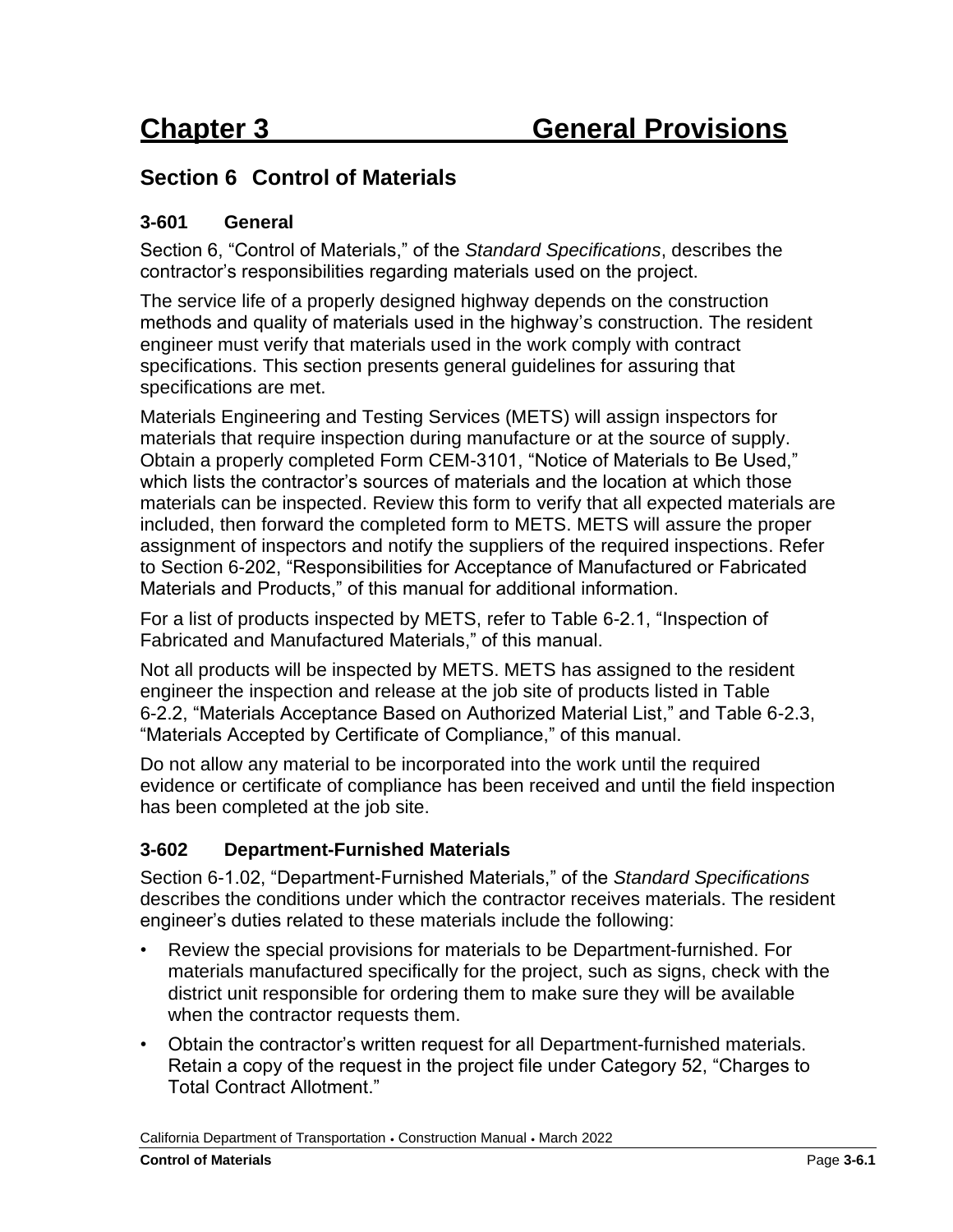# Chapter 3 General Provisions

## Section 6 Control of Materials

### 3-601 General

Section 6, "Control of Materials," of the *Standard Specifications*, describes the contractor's responsibilities regarding materials used on the project.

The service life of a properly designed highway depends on the construction methods and quality of materials used in the highway's construction. The resident engineer must verify that materials used in the work comply with contract specifications. This section presents general guidelines for assuring that specifications are met.

Materials Engineering and Testing Services (METS) will assign inspectors for materials that require inspection during manufacture or at the source of supply. Obtain a properly completed Form CEM-3101, "Notice of Materials to Be Used," which lists the contractor's sources of materials and the location at which those materials can be inspected. Review this form to verify that all expected materials are included, then forward the completed form to METS. METS will assure the proper assignment of inspectors and notify the suppliers of the required inspections. Refer to Section 6-202, "Responsibilities for Acceptance of Manufactured or Fabricated Materials and Products," of this manual for additional information.

For a list of products inspected by METS, refer to Table 6-2.1, "Inspection of Fabricated and Manufactured Materials," of this manual.

Not all products will be inspected by METS. METS has assigned to the resident engineer the inspection and release at the job site of products listed in Table 6-2.2, "Materials Acceptance Based on Authorized Material List," and Table 6-2.3, "Materials Accepted by Certificate of Compliance," of this manual.

Do not allow any material to be incorporated into the work until the required evidence or certificate of compliance has been received and until the field inspection has been completed at the job site.

### 3-602 Department-Furnished Materials

Section 6-1.02, "Department-Furnished Materials," of the *Standard Specifications* describes the conditions under which the contractor receives materials. The resident engineer's duties related to these materials include the following:

- Review the special provisions for materials to be Department-furnished. For materials manufactured specifically for the project, such as signs, check with the district unit responsible for ordering them to make sure they will be available when the contractor requests them.
- Obtain the contractor's written request for all Department-furnished materials. Retain a copy of the request in the project file under Category 52, "Charges to Total Contract Allotment."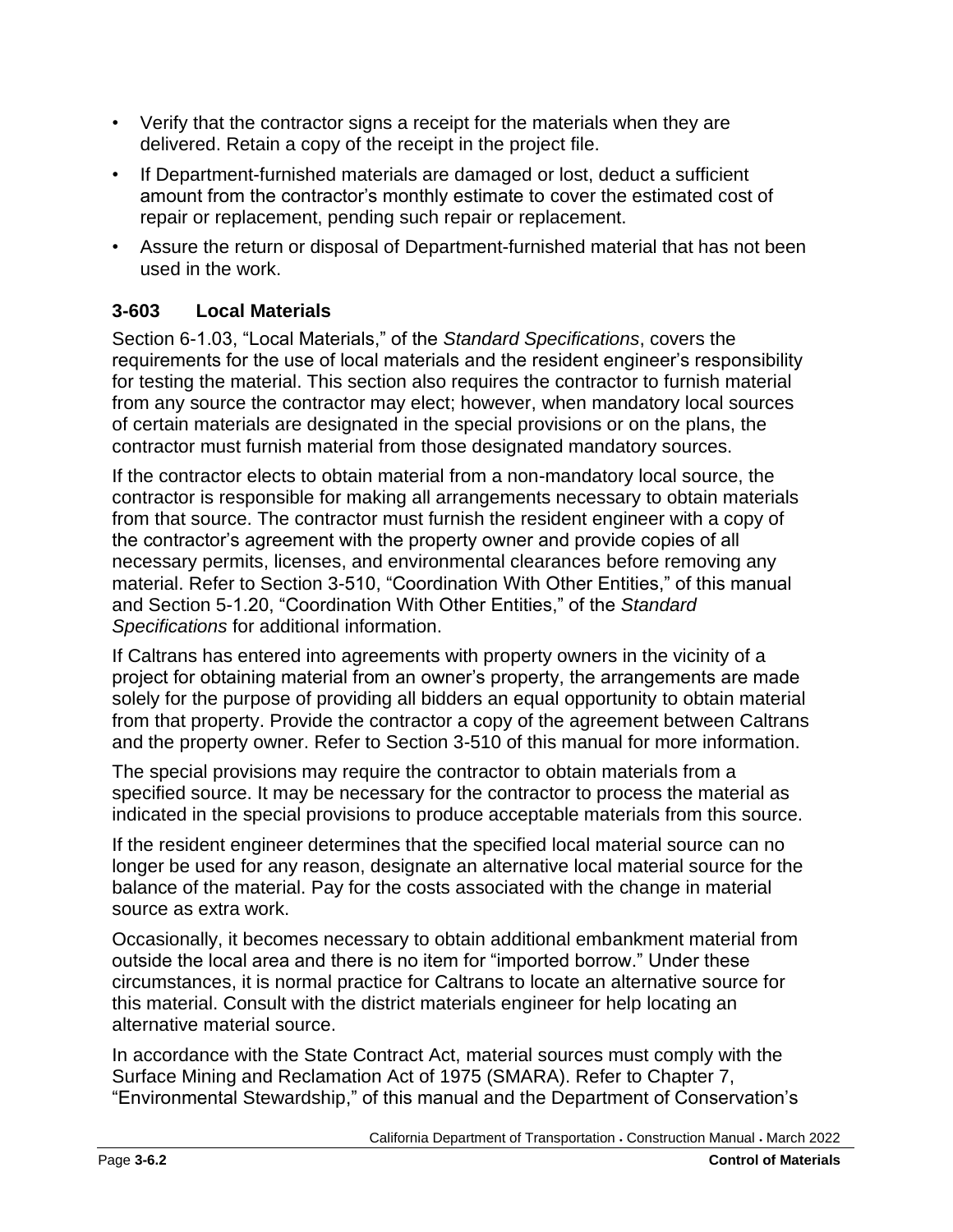- Verify that the contractor signs a receipt for the materials when they are delivered. Retain a copy of the receipt in the project file.
- If Department-furnished materials are damaged or lost, deduct a sufficient amount from the contractor's monthly estimate to cover the estimated cost of repair or replacement, pending such repair or replacement.
- Assure the return or disposal of Department-furnished material that has not been used in the work.

### 3-603 Local Materials

Section 6-1.03, "Local Materials," of the *Standard Specifications*, covers the requirements for the use of local materials and the resident engineer's responsibility for testing the material. This section also requires the contractor to furnish material from any source the contractor may elect; however, when mandatory local sources of certain materials are designated in the special provisions or on the plans, the contractor must furnish material from those designated mandatory sources.

If the contractor elects to obtain material from a non-mandatory local source, the contractor is responsible for making all arrangements necessary to obtain materials from that source. The contractor must furnish the resident engineer with a copy of the contractor's agreement with the property owner and provide copies of all necessary permits, licenses, and environmental clearances before removing any material. Refer to Section 3-510, "Coordination With Other Entities," of this manual and Section 5-1.20, "Coordination With Other Entities," of the *Standard Specifications* for additional information.

If Caltrans has entered into agreements with property owners in the vicinity of a project for obtaining material from an owner's property, the arrangements are made solely for the purpose of providing all bidders an equal opportunity to obtain material from that property. Provide the contractor a copy of the agreement between Caltrans and the property owner. Refer to Section 3-510 of this manual for more information.

The special provisions may require the contractor to obtain materials from a specified source. It may be necessary for the contractor to process the material as indicated in the special provisions to produce acceptable materials from this source.

If the resident engineer determines that the specified local material source can no longer be used for any reason, designate an alternative local material source for the balance of the material. Pay for the costs associated with the change in material source as extra work.

Occasionally, it becomes necessary to obtain additional embankment material from outside the local area and there is no item for "imported borrow." Under these circumstances, it is normal practice for Caltrans to locate an alternative source for this material. Consult with the district materials engineer for help locating an alternative material source.

In accordance with the State Contract Act, material sources must comply with the Surface Mining and Reclamation Act of 1975 (SMARA). Refer to Chapter 7, "Environmental Stewardship," of this manual and the Department of Conservation's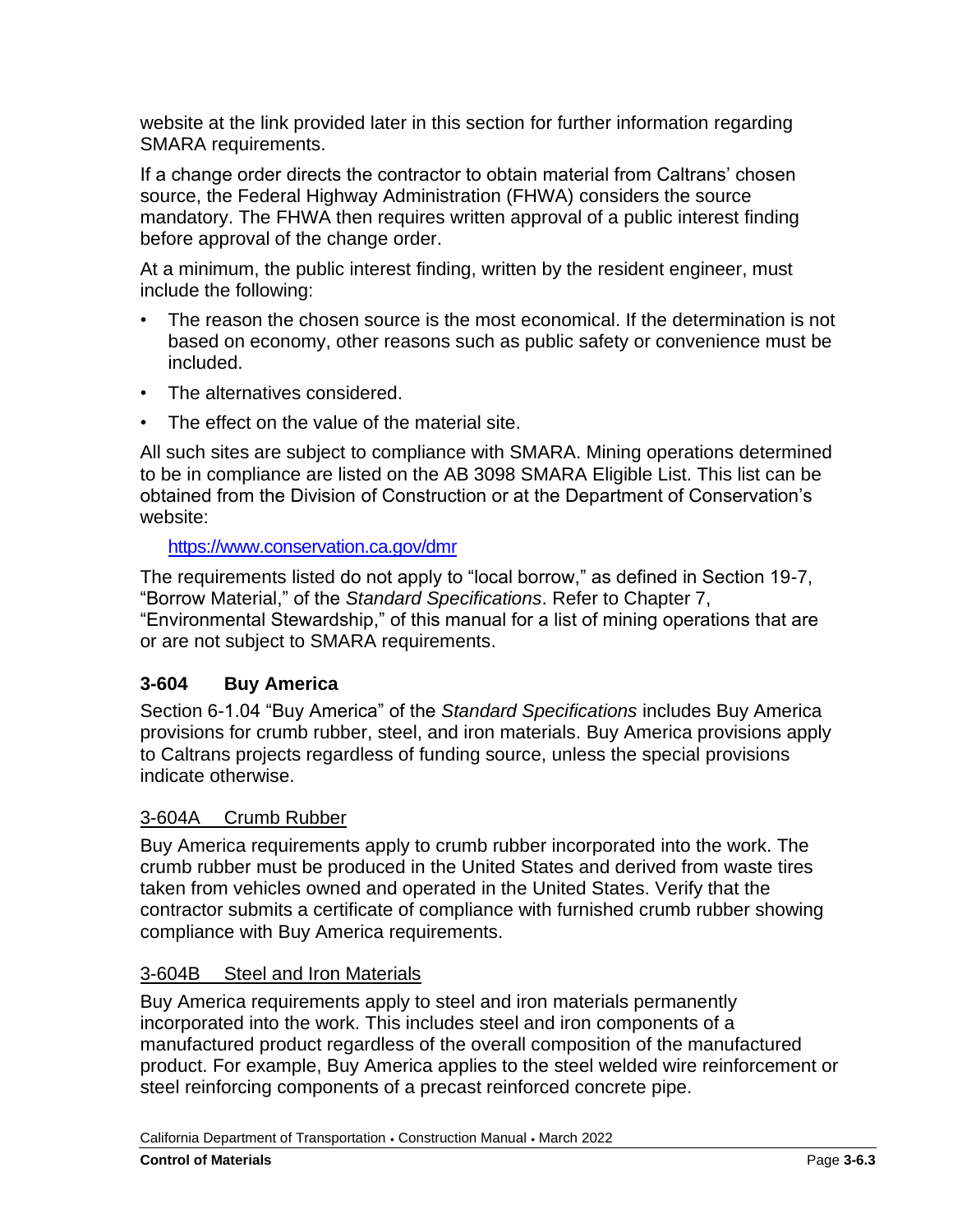website at the link provided later in this section for further information regarding SMARA requirements.

If a change order directs the contractor to obtain material from Caltrans' chosen source, the Federal Highway Administration (FHWA) considers the source mandatory. The FHWA then requires written approval of a public interest finding before approval of the change order.

At a minimum, the public interest finding, written by the resident engineer, must include the following:

- The reason the chosen source is the most economical. If the determination is not based on economy, other reasons such as public safety or convenience must be included.
- The alternatives considered.
- The effect on the value of the material site.

All such sites are subject to compliance with SMARA. Mining operations determined to be in compliance are listed on the AB 3098 SMARA Eligible List. This list can be obtained from the Division of Construction or at the Department of Conservation's website:

[https://www.conservation.ca.gov/dmr](https://www.conservation.ca.gov/dmr)

The requirements listed do not apply to "local borrow," as defined in Section 19-7, "Borrow Material," of the *Standard Specifications*. Refer to Chapter 7, "Environmental Stewardship," of this manual for a list of mining operations that are or are not subject to SMARA requirements.

## 3-604 Buy America

Section 6-1.04 "Buy America" of the *Standard Specifications* includes Buy America provisions for crumb rubber, steel, and iron materials. Buy America provisions apply to Caltrans projects regardless of funding source, unless the special provisions indicate otherwise.

### 3-604A Crumb Rubber

Buy America requirements apply to crumb rubber incorporated into the work. The crumb rubber must be produced in the United States and derived from waste tires taken from vehicles owned and operated in the United States. Verify that the contractor submits a certificate of compliance with furnished crumb rubber showing compliance with Buy America requirements.

### 3-604B Steel and Iron Materials

Buy America requirements apply to steel and iron materials permanently incorporated into the work. This includes steel and iron components of a manufactured product regardless of the overall composition of the manufactured product. For example, Buy America applies to the steel welded wire reinforcement or steel reinforcing components of a precast reinforced concrete pipe.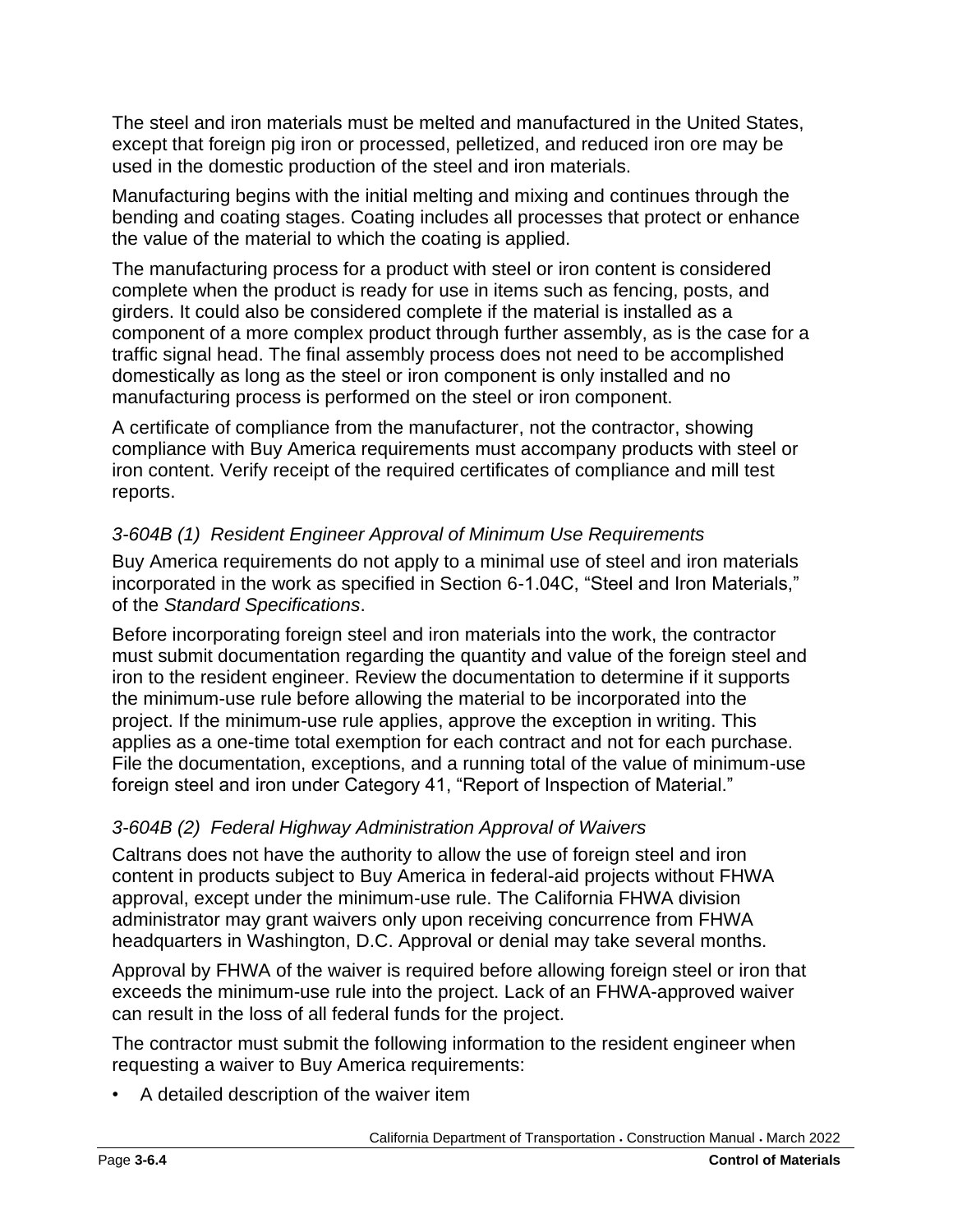The steel and iron materials must be melted and manufactured in the United States, except that foreign pig iron or processed, pelletized, and reduced iron ore may be used in the domestic production of the steel and iron materials.

Manufacturing begins with the initial melting and mixing and continues through the bending and coating stages. Coating includes all processes that protect or enhance the value of the material to which the coating is applied.

The manufacturing process for a product with steel or iron content is considered complete when the product is ready for use in items such as fencing, posts, and girders. It could also be considered complete if the material is installed as a component of a more complex product through further assembly, as is the case for a traffic signal head. The final assembly process does not need to be accomplished domestically as long as the steel or iron component is only installed and no manufacturing process is performed on the steel or iron component.

A certificate of compliance from the manufacturer, not the contractor, showing compliance with Buy America requirements must accompany products with steel or iron content. Verify receipt of the required certificates of compliance and mill test reports.

### *3-604B (1) Resident Engineer Approval of Minimum Use Requirements*

Buy America requirements do not apply to a minimal use of steel and iron materials incorporated in the work as specified in Section 6-1.04C, "Steel and Iron Materials," of the *Standard Specifications*.

Before incorporating foreign steel and iron materials into the work, the contractor must submit documentation regarding the quantity and value of the foreign steel and iron to the resident engineer. Review the documentation to determine if it supports the minimum-use rule before allowing the material to be incorporated into the project. If the minimum-use rule applies, approve the exception in writing. This applies as a one-time total exemption for each contract and not for each purchase. File the documentation, exceptions, and a running total of the value of minimum-use foreign steel and iron under Category 41, "Report of Inspection of Material."

### *3-604B (2) Federal Highway Administration Approval of Waivers*

Caltrans does not have the authority to allow the use of foreign steel and iron content in products subject to Buy America in federal-aid projects without FHWA approval, except under the minimum-use rule. The California FHWA division administrator may grant waivers only upon receiving concurrence from FHWA headquarters in Washington, D.C. Approval or denial may take several months.

Approval by FHWA of the waiver is required before allowing foreign steel or iron that exceeds the minimum-use rule into the project. Lack of an FHWA-approved waiver can result in the loss of all federal funds for the project.

The contractor must submit the following information to the resident engineer when requesting a waiver to Buy America requirements:

- A detailed description of the waiver item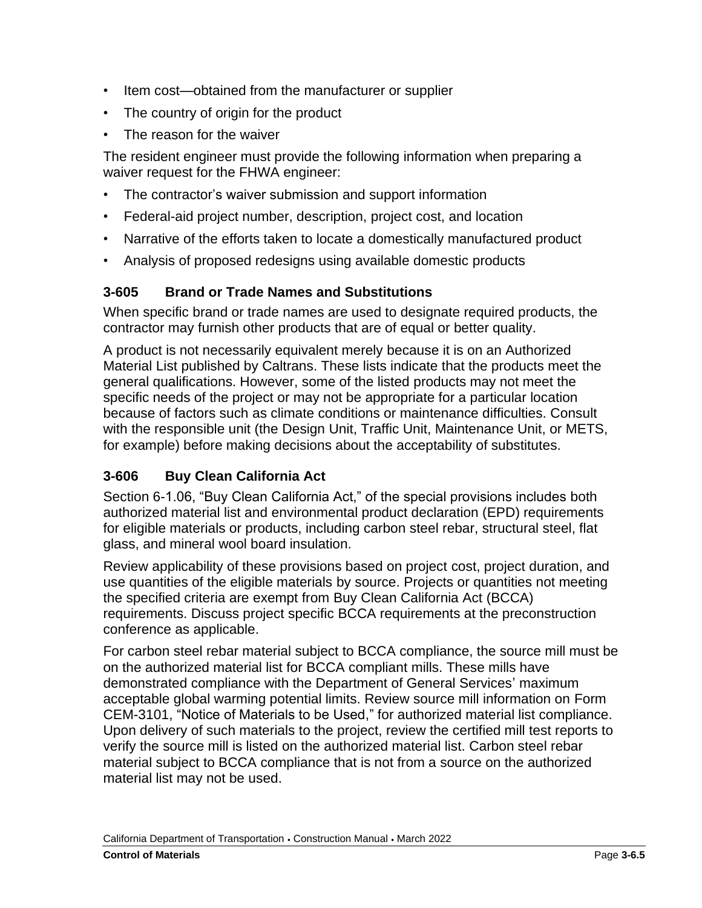- Item cost—obtained from the manufacturer or supplier
- The country of origin for the product
- The reason for the waiver

The resident engineer must provide the following information when preparing a waiver request for the FHWA engineer:

- The contractor's waiver submission and support information
- Federal-aid project number, description, project cost, and location
- Narrative of the efforts taken to locate a domestically manufactured product
- Analysis of proposed redesigns using available domestic products

### 3-605 Brand or Trade Names and Substitutions

When specific brand or trade names are used to designate required products, the contractor may furnish other products that are of equal or better quality.

A product is not necessarily equivalent merely because it is on an Authorized Material List published by Caltrans. These lists indicate that the products meet the general qualifications. However, some of the listed products may not meet the specific needs of the project or may not be appropriate for a particular location because of factors such as climate conditions or maintenance difficulties. Consult with the responsible unit (the Design Unit, Traffic Unit, Maintenance Unit, or METS, for example) before making decisions about the acceptability of substitutes.

### 3-606 Buy Clean California Act

Section 6-1.06, "Buy Clean California Act," of the special provisions includes both authorized material list and environmental product declaration (EPD) requirements for eligible materials or products, including carbon steel rebar, structural steel, flat glass, and mineral wool board insulation.

Review applicability of these provisions based on project cost, project duration, and use quantities of the eligible materials by source. Projects or quantities not meeting the specified criteria are exempt from Buy Clean California Act (BCCA) requirements. Discuss project specific BCCA requirements at the preconstruction conference as applicable.

For carbon steel rebar material subject to BCCA compliance, the source mill must be on the authorized material list for BCCA compliant mills. These mills have demonstrated compliance with the Department of General Services' maximum acceptable global warming potential limits. Review source mill information on Form CEM-3101, "Notice of Materials to be Used," for authorized material list compliance. Upon delivery of such materials to the project, review the certified mill test reports to verify the source mill is listed on the authorized material list. Carbon steel rebar material subject to BCCA compliance that is not from a source on the authorized material list may not be used.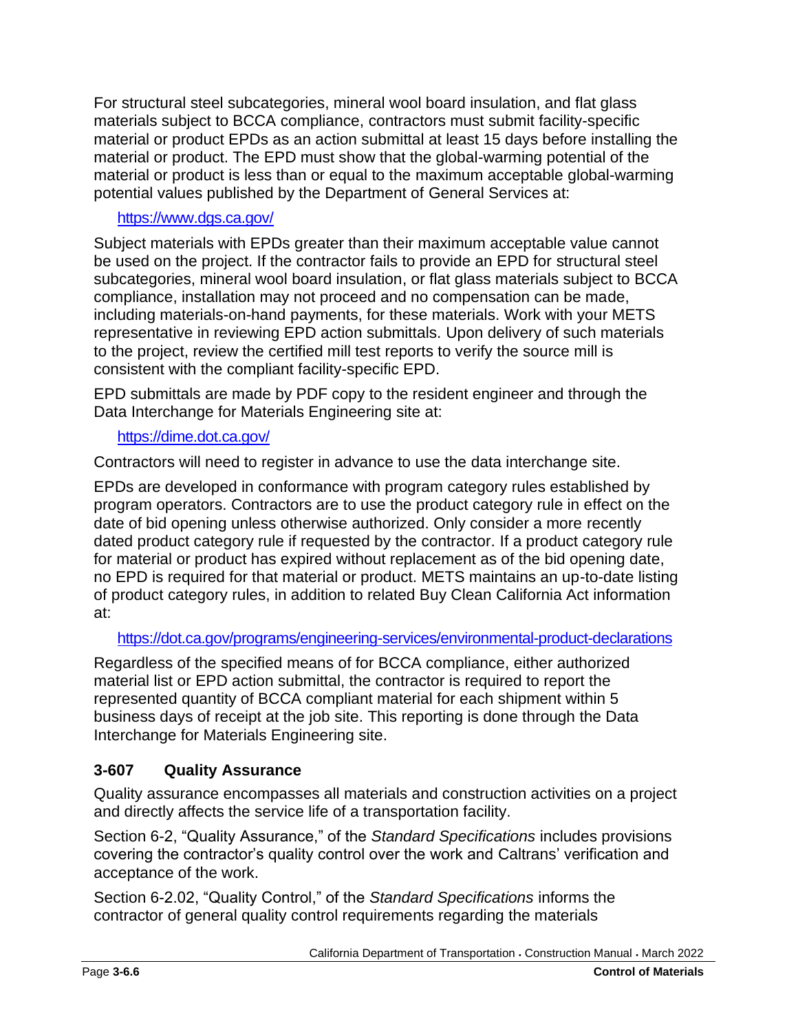For structural steel subcategories, mineral wool board insulation, and flat glass materials subject to BCCA compliance, contractors must submit facility-specific material or product EPDs as an action submittal at least 15 days before installing the material or product. The EPD must show that the global-warming potential of the material or product is less than or equal to the maximum acceptable global-warming potential values published by the Department of General Services at:

[https://www.dgs.ca.gov/](https://www.dgs.ca.gov/)

Subject materials with EPDs greater than their maximum acceptable value cannot be used on the project. If the contractor fails to provide an EPD for structural steel subcategories, mineral wool board insulation, or flat glass materials subject to BCCA compliance, installation may not proceed and no compensation can be made, including materials-on-hand payments, for these materials. Work with your METS representative in reviewing EPD action submittals. Upon delivery of such materials to the project, review the certified mill test reports to verify the source mill is consistent with the compliant facility-specific EPD.

EPD submittals are made by PDF copy to the resident engineer and through the Data Interchange for Materials Engineering site at:

[https://dime.dot.ca.gov/](https://dime.dot.ca.gov/)

Contractors will need to register in advance to use the data interchange site.

EPDs are developed in conformance with program category rules established by program operators. Contractors are to use the product category rule in effect on the date of bid opening unless otherwise authorized. Only consider a more recently dated product category rule if requested by the contractor. If a product category rule for material or product has expired without replacement as of the bid opening date, no EPD is required for that material or product. METS maintains an up-to-date listing of product category rules, in addition to related Buy Clean California Act information at:

[https://dot.ca.gov/programs/engineering-services/environmental-product-declarations](https://dot.ca.gov/programs/engineering-services/environmental-product-declarations)

Regardless of the specified means of for BCCA compliance, either authorized material list or EPD action submittal, the contractor is required to report the represented quantity of BCCA compliant material for each shipment within 5 business days of receipt at the job site. This reporting is done through the Data Interchange for Materials Engineering site.

## 3-607 Quality Assurance

Quality assurance encompasses all materials and construction activities on a project and directly affects the service life of a transportation facility.

Section 6-2, "Quality Assurance," of the *Standard Specifications* includes provisions covering the contractor's quality control over the work and Caltrans' verification and acceptance of the work.

Section 6-2.02, "Quality Control," of the *Standard Specifications* informs the contractor of general quality control requirements regarding the materials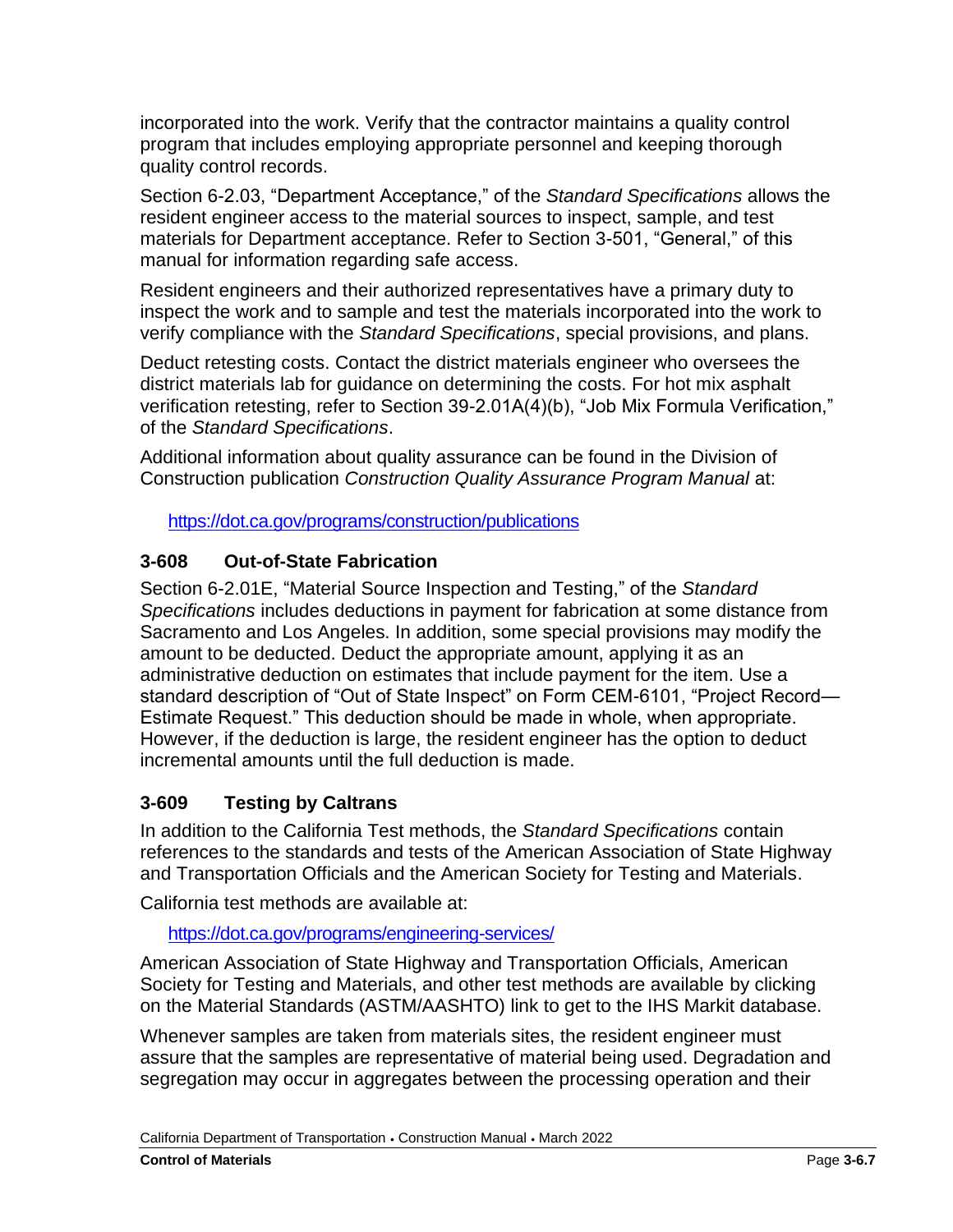incorporated into the work. Verify that the contractor maintains a quality control program that includes employing appropriate personnel and keeping thorough quality control records.

Section 6-2.03, "Department Acceptance," of the *Standard Specifications* allows the resident engineer access to the material sources to inspect, sample, and test materials for Department acceptance. Refer to Section 3-501, "General," of this manual for information regarding safe access.

Resident engineers and their authorized representatives have a primary duty to inspect the work and to sample and test the materials incorporated into the work to verify compliance with the *Standard Specifications*, special provisions, and plans.

Deduct retesting costs. Contact the district materials engineer who oversees the district materials lab for guidance on determining the costs. For hot mix asphalt verification retesting, refer to Section 39-2.01A(4)(b), "Job Mix Formula Verification," of the *Standard Specifications*.

Additional information about quality assurance can be found in the Division of Construction publication *Construction Quality Assurance Program Manual* at:

https://dot.ca.gov/programs/construction/publications

## 3-608 Out-of-State Fabrication

Section 6-2.01E, "Material Source Inspection and Testing," of the *Standard Specifications* includes deductions in payment for fabrication at some distance from Sacramento and Los Angeles. In addition, some special provisions may modify the amount to be deducted. Deduct the appropriate amount, applying it as an administrative deduction on estimates that include payment for the item. Use a standard description of "Out of State Inspect" on Form CEM-6101, "Project Record—Estimate Request." This deduction should be made in whole, when appropriate. However, if the deduction is large, the resident engineer has the option to deduct incremental amounts until the full deduction is made.

## 3-609 Testing by Caltrans

In addition to the California Test methods, the *Standard Specifications* contain references to the standards and tests of the American Association of State Highway and Transportation Officials and the American Society for Testing and Materials.

California test methods are available at:

https://dot.ca.gov/programs/engineering-services/

American Association of State Highway and Transportation Officials, American Society for Testing and Materials, and other test methods are available by clicking on the Material Standards (ASTM/AASHTO) link to get to the IHS Markit database.

Whenever samples are taken from materials sites, the resident engineer must assure that the samples are representative of material being used. Degradation and segregation may occur in aggregates between the processing operation and their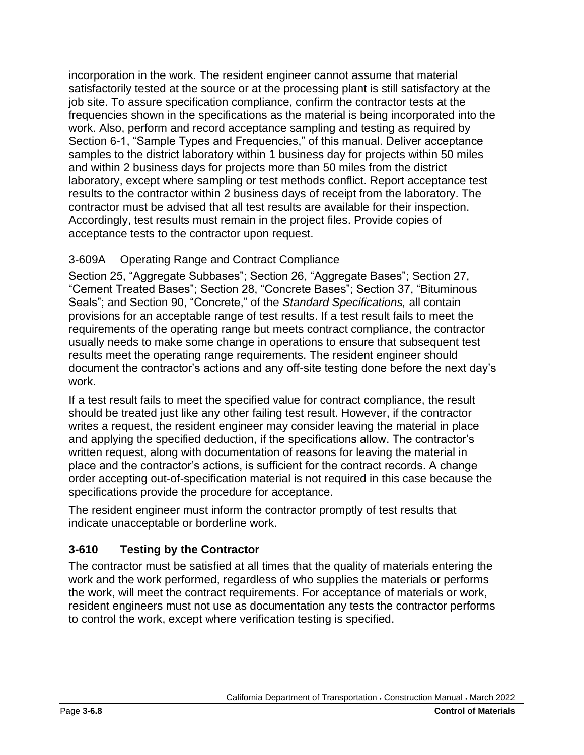incorporation in the work. The resident engineer cannot assume that material satisfactorily tested at the source or at the processing plant is still satisfactory at the job site. To assure specification compliance, confirm the contractor tests at the frequencies shown in the specifications as the material is being incorporated into the work. Also, perform and record acceptance sampling and testing as required by Section 6-1, "Sample Types and Frequencies," of this manual. Deliver acceptance samples to the district laboratory within 1 business day for projects within 50 miles and within 2 business days for projects more than 50 miles from the district laboratory, except where sampling or test methods conflict. Report acceptance test results to the contractor within 2 business days of receipt from the laboratory. The contractor must be advised that all test results are available for their inspection. Accordingly, test results must remain in the project files. Provide copies of acceptance tests to the contractor upon request.

### 3-609A Operating Range and Contract Compliance

Section 25, "Aggregate Subbases"; Section 26, "Aggregate Bases"; Section 27, "Cement Treated Bases"; Section 28, "Concrete Bases"; Section 37, "Bituminous Seals"; and Section 90, "Concrete," of the *Standard Specifications,* all contain provisions for an acceptable range of test results. If a test result fails to meet the requirements of the operating range but meets contract compliance, the contractor usually needs to make some change in operations to ensure that subsequent test results meet the operating range requirements. The resident engineer should document the contractor's actions and any off-site testing done before the next day's work.

If a test result fails to meet the specified value for contract compliance, the result should be treated just like any other failing test result. However, if the contractor writes a request, the resident engineer may consider leaving the material in place and applying the specified deduction, if the specifications allow. The contractor's written request, along with documentation of reasons for leaving the material in place and the contractor's actions, is sufficient for the contract records. A change order accepting out-of-specification material is not required in this case because the specifications provide the procedure for acceptance.

The resident engineer must inform the contractor promptly of test results that indicate unacceptable or borderline work.

## 3-610 Testing by the Contractor

The contractor must be satisfied at all times that the quality of materials entering the work and the work performed, regardless of who supplies the materials or performs the work, will meet the contract requirements. For acceptance of materials or work, resident engineers must not use as documentation any tests the contractor performs to control the work, except where verification testing is specified.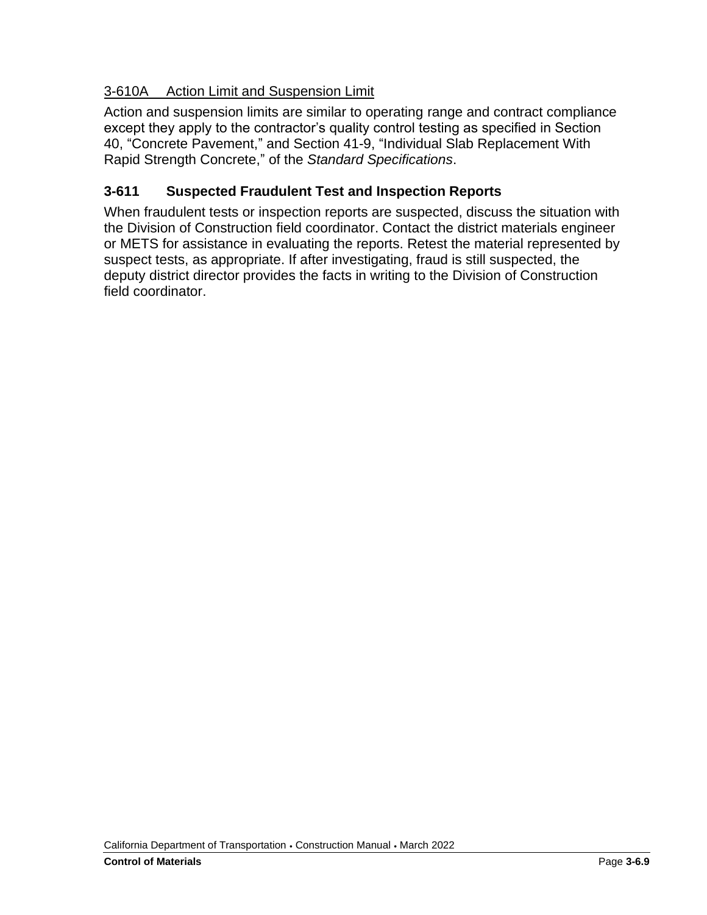### 3-610A Action Limit and Suspension Limit

Action and suspension limits are similar to operating range and contract compliance except they apply to the contractor's quality control testing as specified in Section 40, "Concrete Pavement," and Section 41-9, "Individual Slab Replacement With Rapid Strength Concrete," of the *Standard Specifications*.

## 3-611 Suspected Fraudulent Test and Inspection Reports

When fraudulent tests or inspection reports are suspected, discuss the situation with the Division of Construction field coordinator. Contact the district materials engineer or METS for assistance in evaluating the reports. Retest the material represented by suspect tests, as appropriate. If after investigating, fraud is still suspected, the deputy district director provides the facts in writing to the Division of Construction field coordinator.